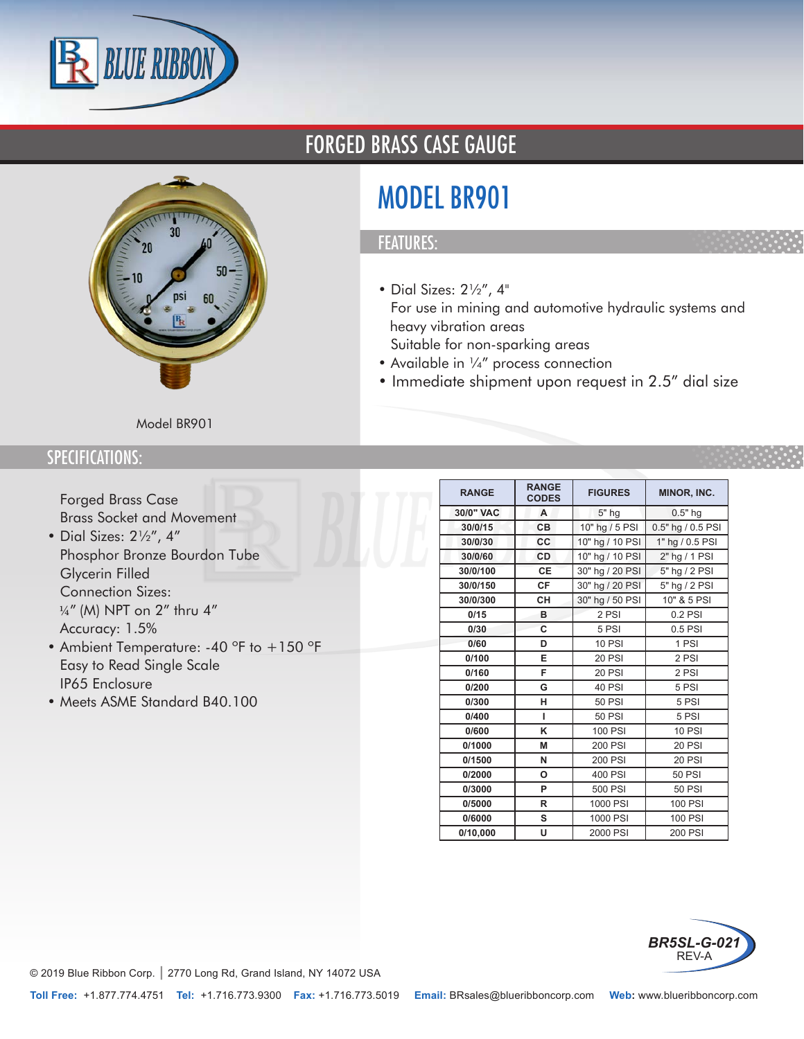# FORGED BRASS CASE GAUGE

## MODEL BR901

### FEATURES:

- Dial Sizes: 2½", 4"
  For use in mining and automotive hydraulic systems and heavy vibration areas
  Suitable for non-sparking areas
- Available in ¼" process connection
- Immediate shipment upon request in 2.5" dial size

Model BR901

### SPECIFICATIONS:

Forged Brass Case
Brass Socket and Movement

- Dial Sizes: 2½", 4"
  Phosphor Bronze Bourdon Tube
  Glycerin Filled
  Connection Sizes:
  ¼" (M) NPT on 2" thru 4"
  Accuracy: 1.5%
- Ambient Temperature: -40 °F to +150 °F
  Easy to Read Single Scale
  IP65 Enclosure
- Meets ASME Standard B40.100

| RANGE | RANGE CODES | FIGURES | MINOR, INC. |
|---|---|---|---|
| 30/0" VAC | A | 5" hg | 0.5" hg |
| 30/0/15 | CB | 10" hg / 5 PSI | 0.5" hg / 0.5 PSI |
| 30/0/30 | CC | 10" hg / 10 PSI | 1" hg / 0.5 PSI |
| 30/0/60 | CD | 10" hg / 10 PSI | 2" hg / 1 PSI |
| 30/0/100 | CE | 30" hg / 20 PSI | 5" hg / 2 PSI |
| 30/0/150 | CF | 30" hg / 20 PSI | 5" hg / 2 PSI |
| 30/0/300 | CH | 30" hg / 50 PSI | 10" & 5 PSI |
| 0/15 | B | 2 PSI | 0.2 PSI |
| 0/30 | C | 5 PSI | 0.5 PSI |
| 0/60 | D | 10 PSI | 1 PSI |
| 0/100 | E | 20 PSI | 2 PSI |
| 0/160 | F | 20 PSI | 2 PSI |
| 0/200 | G | 40 PSI | 5 PSI |
| 0/300 | H | 50 PSI | 5 PSI |
| 0/400 | I | 50 PSI | 5 PSI |
| 0/600 | K | 100 PSI | 10 PSI |
| 0/1000 | M | 200 PSI | 20 PSI |
| 0/1500 | N | 200 PSI | 20 PSI |
| 0/2000 | O | 400 PSI | 50 PSI |
| 0/3000 | P | 500 PSI | 50 PSI |
| 0/5000 | R | 1000 PSI | 100 PSI |
| 0/6000 | S | 1000 PSI | 100 PSI |
| 0/10,000 | U | 2000 PSI | 200 PSI |

BR5SL-G-021
REV-A

© 2019 Blue Ribbon Corp. | 2770 Long Rd, Grand Island, NY 14072 USA

**Toll Free:** +1.877.774.4751 **Tel:** +1.716.773.9300 **Fax:** +1.716.773.5019 **Email:** BRsales@blueribboncorp.com **Web:** www.blueribboncorp.com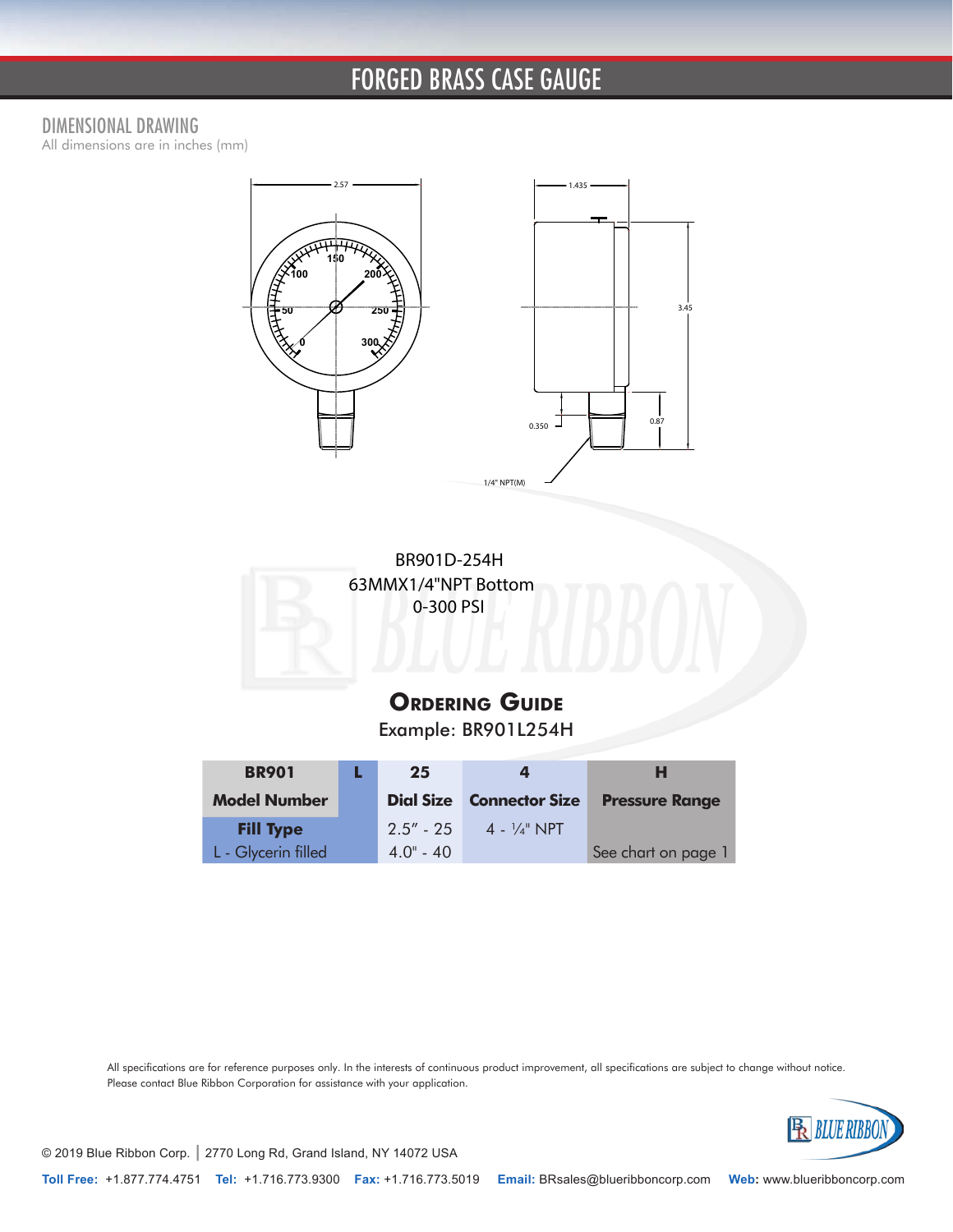# FORGED BRASS CASE GAUGE

## DIMENSIONAL DRAWING

All dimensions are in inches (mm)

2.57

1.435

3.45

0.350

0.87

1/4" NPT(M)

BR901D-254H
63MMX1/4"NPT Bottom
0-300 PSI

## ORDERING GUIDE

Example: BR901L254H

| BR901 | L | 25 | 4 | H |
|---|---|---|---|---|
| **Model Number** | | **Dial Size** | **Connector Size** | **Pressure Range** |
| **Fill Type** | | 2.5" - 25 | 4 - ¼" NPT | |
| L - Glycerin filled | | 4.0" - 40 | | See chart on page 1 |

All specifications are for reference purposes only. In the interests of continuous product improvement, all specifications are subject to change without notice. Please contact Blue Ribbon Corporation for assistance with your application.

© 2019 Blue Ribbon Corp. | 2770 Long Rd, Grand Island, NY 14072 USA

**Toll Free:** +1.877.774.4751 **Tel:** +1.716.773.9300 **Fax:** +1.716.773.5019 **Email:** BRsales@blueribboncorp.com **Web:** www.blueribboncorp.com